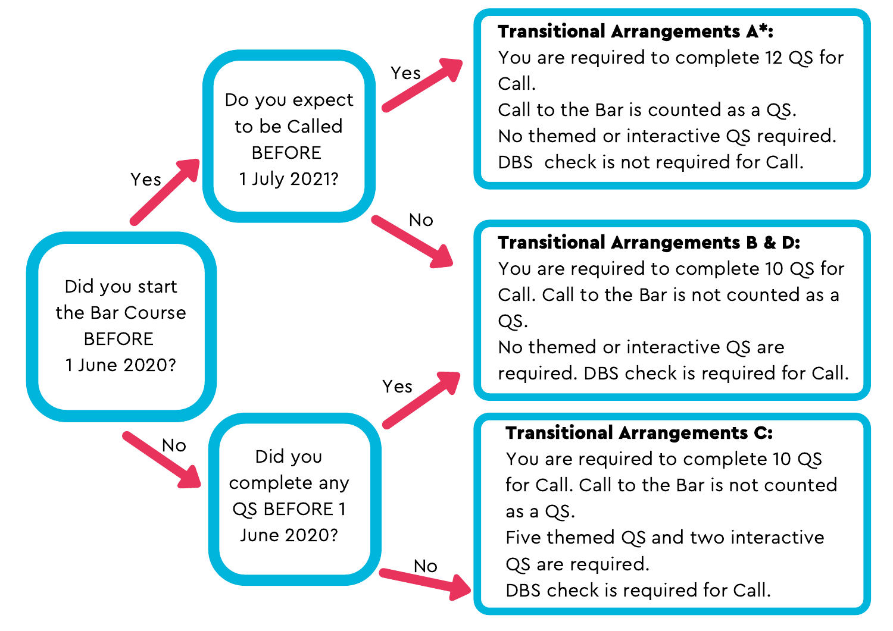Did you start the Bar Course BEFORE 1 June 2020?

- **Yes** → Do you expect to be Called BEFORE 1 July 2021?
  - **Yes** → Transitional Arrangements A*
  - **No** → Transitional Arrangements B & D
- **No** → Did you complete any QS BEFORE 1 June 2020?
  - **Yes** → Transitional Arrangements B & D
  - **No** → Transitional Arrangements C

**Transitional Arrangements A*:**
You are required to complete 12 QS for Call.
Call to the Bar is counted as a QS.
No themed or interactive QS required.
DBS check is not required for Call.

**Transitional Arrangements B & D:**
You are required to complete 10 QS for Call. Call to the Bar is not counted as a QS.
No themed or interactive QS are required. DBS check is required for Call.

**Transitional Arrangements C:**
You are required to complete 10 QS for Call. Call to the Bar is not counted as a QS.
Five themed QS and two interactive QS are required.
DBS check is required for Call.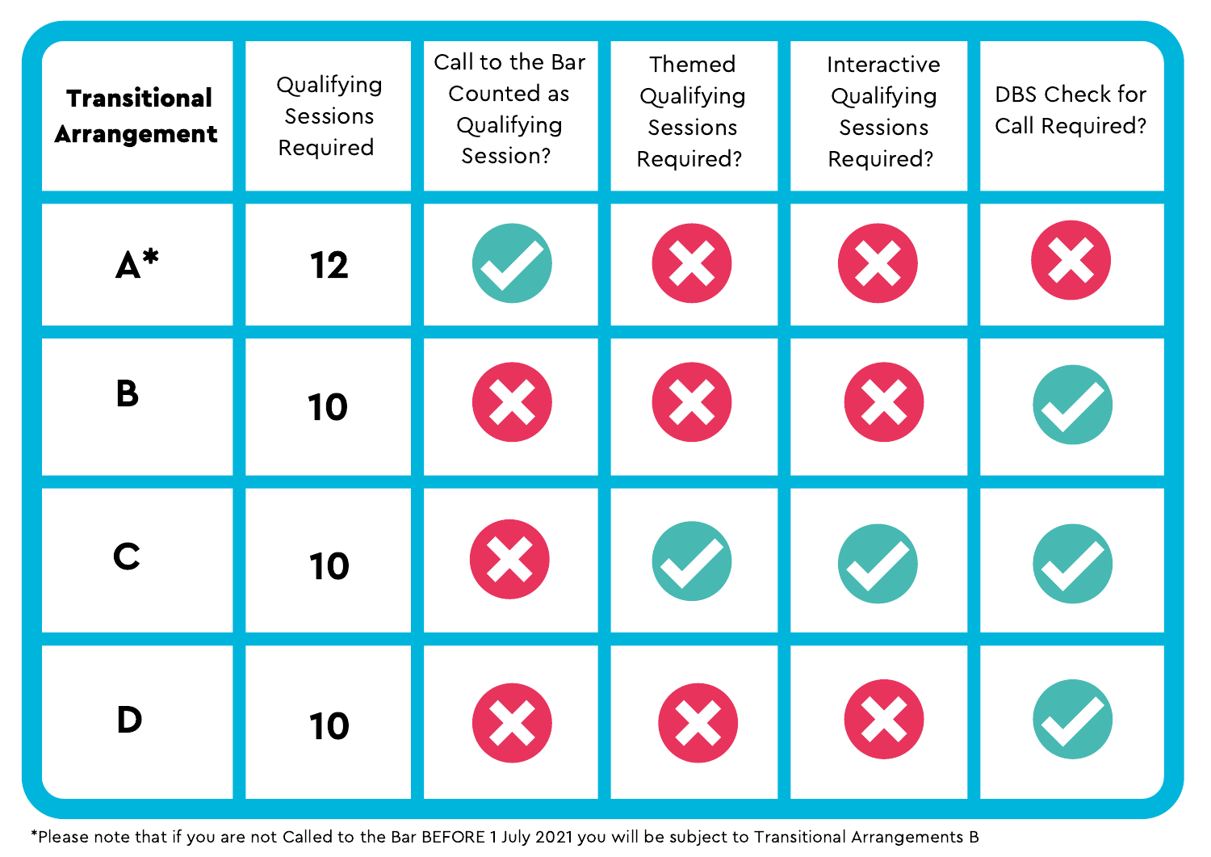| **Transitional Arrangement** | Qualifying Sessions Required | Call to the Bar Counted as Qualifying Session? | Themed Qualifying Sessions Required? | Interactive Qualifying Sessions Required? | DBS Check for Call Required? |
|---|---|---|---|---|---|
| **A*** | **12** | ✔ | ✘ | ✘ | ✘ |
| **B** | **10** | ✘ | ✘ | ✘ | ✔ |
| **C** | **10** | ✘ | ✔ | ✔ | ✔ |
| **D** | **10** | ✘ | ✘ | ✘ | ✔ |

*Please note that if you are not Called to the Bar BEFORE 1 July 2021 you will be subject to Transitional Arrangements B